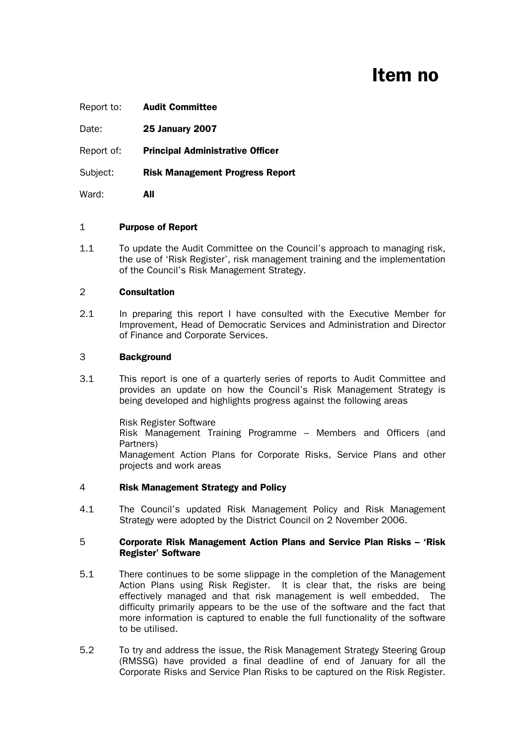# Item no

Report to: **Audit Committee**

Date: **25 January 2007**

Report of: **Principal Administrative Officer**

Subject: **Risk Management Progress Report**

Ward: **All**

## 1 Purpose of Report

1.1 To update the Audit Committee on the Council's approach to managing risk, the use of 'Risk Register', risk management training and the implementation of the Council's Risk Management Strategy.

## 2 Consultation

2.1 In preparing this report I have consulted with the Executive Member for Improvement, Head of Democratic Services and Administration and Director of Finance and Corporate Services.

## 3 Background

3.1 This report is one of a quarterly series of reports to Audit Committee and provides an update on how the Council's Risk Management Strategy is being developed and highlights progress against the following areas

Risk Register Software
Risk Management Training Programme – Members and Officers (and Partners)
Management Action Plans for Corporate Risks, Service Plans and other projects and work areas

## 4 Risk Management Strategy and Policy

4.1 The Council's updated Risk Management Policy and Risk Management Strategy were adopted by the District Council on 2 November 2006.

## 5 Corporate Risk Management Action Plans and Service Plan Risks – 'Risk Register' Software

5.1 There continues to be some slippage in the completion of the Management Action Plans using Risk Register. It is clear that, the risks are being effectively managed and that risk management is well embedded. The difficulty primarily appears to be the use of the software and the fact that more information is captured to enable the full functionality of the software to be utilised.

5.2 To try and address the issue, the Risk Management Strategy Steering Group (RMSSG) have provided a final deadline of end of January for all the Corporate Risks and Service Plan Risks to be captured on the Risk Register.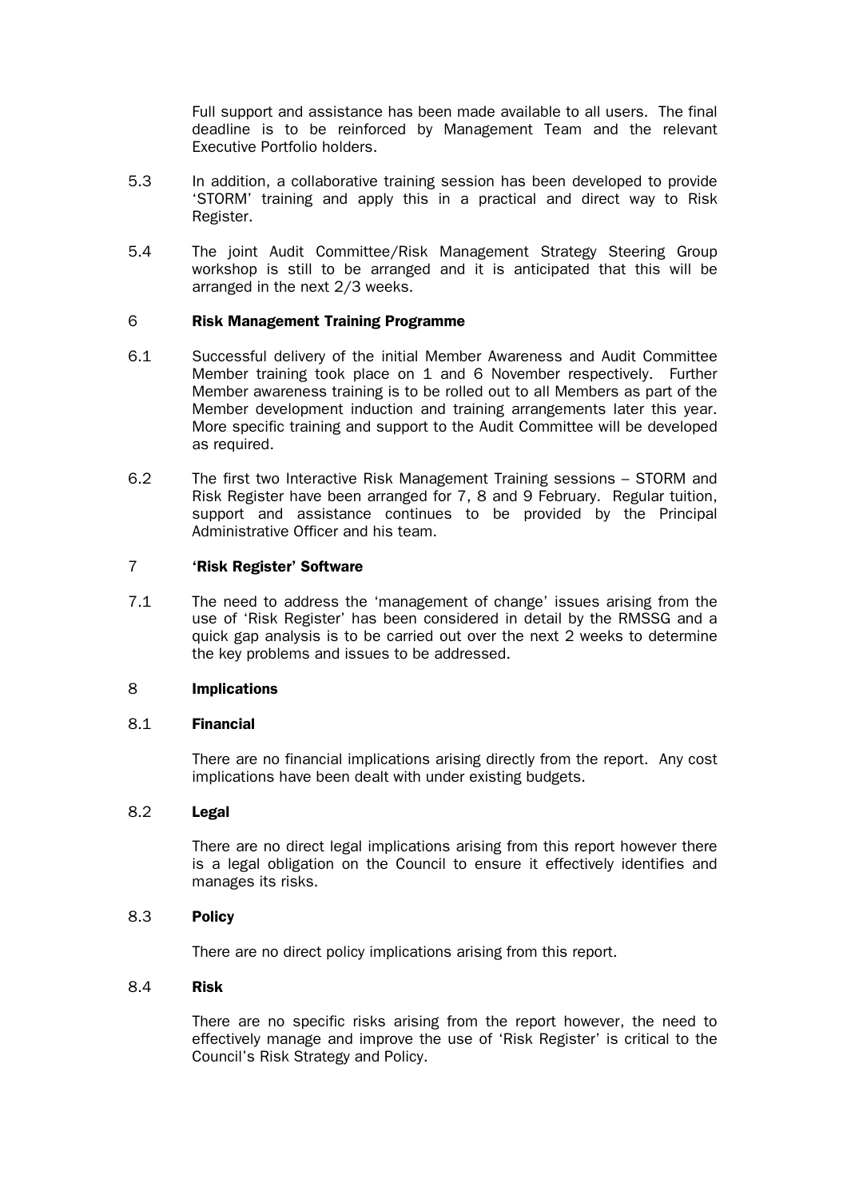Full support and assistance has been made available to all users. The final deadline is to be reinforced by Management Team and the relevant Executive Portfolio holders.

5.3 In addition, a collaborative training session has been developed to provide 'STORM' training and apply this in a practical and direct way to Risk Register.

5.4 The joint Audit Committee/Risk Management Strategy Steering Group workshop is still to be arranged and it is anticipated that this will be arranged in the next 2/3 weeks.

## 6 Risk Management Training Programme

6.1 Successful delivery of the initial Member Awareness and Audit Committee Member training took place on 1 and 6 November respectively. Further Member awareness training is to be rolled out to all Members as part of the Member development induction and training arrangements later this year. More specific training and support to the Audit Committee will be developed as required.

6.2 The first two Interactive Risk Management Training sessions – STORM and Risk Register have been arranged for 7, 8 and 9 February. Regular tuition, support and assistance continues to be provided by the Principal Administrative Officer and his team.

## 7 'Risk Register' Software

7.1 The need to address the 'management of change' issues arising from the use of 'Risk Register' has been considered in detail by the RMSSG and a quick gap analysis is to be carried out over the next 2 weeks to determine the key problems and issues to be addressed.

## 8 Implications

### 8.1 Financial

There are no financial implications arising directly from the report. Any cost implications have been dealt with under existing budgets.

### 8.2 Legal

There are no direct legal implications arising from this report however there is a legal obligation on the Council to ensure it effectively identifies and manages its risks.

### 8.3 Policy

There are no direct policy implications arising from this report.

### 8.4 Risk

There are no specific risks arising from the report however, the need to effectively manage and improve the use of 'Risk Register' is critical to the Council's Risk Strategy and Policy.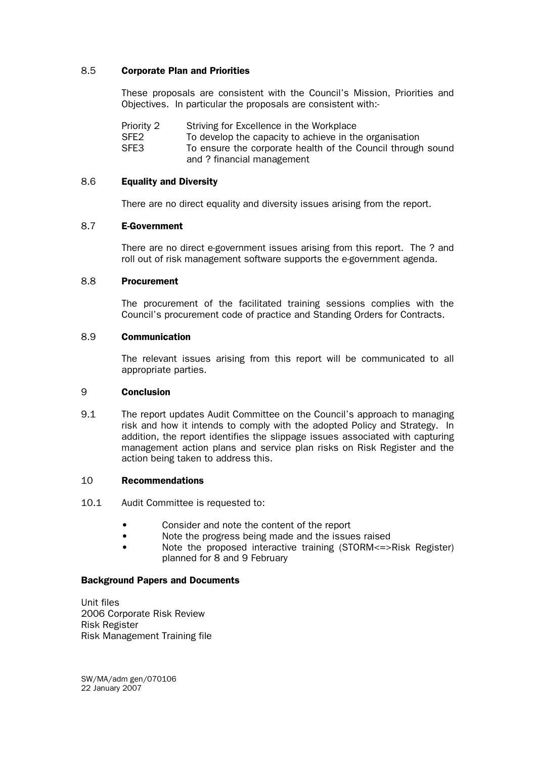### 8.5 Corporate Plan and Priorities

These proposals are consistent with the Council's Mission, Priorities and Objectives. In particular the proposals are consistent with:-

| | |
|---|---|
| Priority 2 | Striving for Excellence in the Workplace |
| SFE2 | To develop the capacity to achieve in the organisation |
| SFE3 | To ensure the corporate health of the Council through sound and ? financial management |

### 8.6 Equality and Diversity

There are no direct equality and diversity issues arising from the report.

### 8.7 E-Government

There are no direct e-government issues arising from this report. The ? and roll out of risk management software supports the e-government agenda.

### 8.8 Procurement

The procurement of the facilitated training sessions complies with the Council's procurement code of practice and Standing Orders for Contracts.

### 8.9 Communication

The relevant issues arising from this report will be communicated to all appropriate parties.

## 9 Conclusion

9.1 The report updates Audit Committee on the Council's approach to managing risk and how it intends to comply with the adopted Policy and Strategy. In addition, the report identifies the slippage issues associated with capturing management action plans and service plan risks on Risk Register and the action being taken to address this.

## 10 Recommendations

10.1 Audit Committee is requested to:

- Consider and note the content of the report
- Note the progress being made and the issues raised
- Note the proposed interactive training (STORM<=>Risk Register) planned for 8 and 9 February

**Background Papers and Documents**

Unit files
2006 Corporate Risk Review
Risk Register
Risk Management Training file

SW/MA/adm gen/070106
22 January 2007